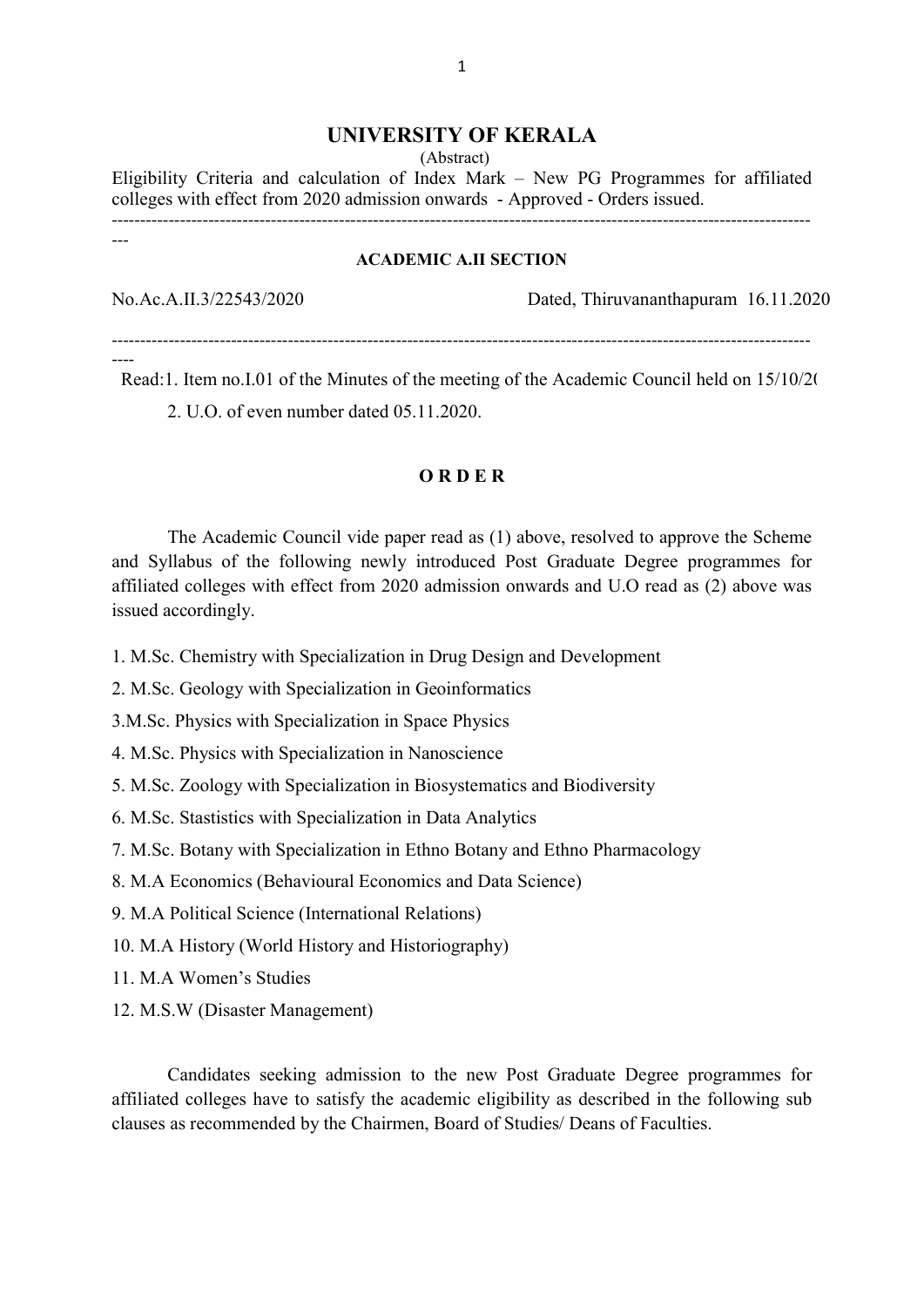# UNIVERSITY OF KERALA

(Abstract)

Eligibility Criteria and calculation of Index Mark – New PG Programmes for affiliated colleges with effect from 2020 admission onwards - Approved - Orders issued.

---

**ACADEMIC A.II SECTION**

No.Ac.A.II.3/22543/2020 Dated, Thiruvananthapuram 16.11.2020

---

Read:1. Item no.I.01 of the Minutes of the meeting of the Academic Council held on 15/10/2(

2. U.O. of even number dated 05.11.2020.

**O R D E R**

The Academic Council vide paper read as (1) above, resolved to approve the Scheme and Syllabus of the following newly introduced Post Graduate Degree programmes for affiliated colleges with effect from 2020 admission onwards and U.O read as (2) above was issued accordingly.

1. M.Sc. Chemistry with Specialization in Drug Design and Development
2. M.Sc. Geology with Specialization in Geoinformatics
3. M.Sc. Physics with Specialization in Space Physics
4. M.Sc. Physics with Specialization in Nanoscience
5. M.Sc. Zoology with Specialization in Biosystematics and Biodiversity
6. M.Sc. Stastistics with Specialization in Data Analytics
7. M.Sc. Botany with Specialization in Ethno Botany and Ethno Pharmacology
8. M.A Economics (Behavioural Economics and Data Science)
9. M.A Political Science (International Relations)
10. M.A History (World History and Historiography)
11. M.A Women's Studies
12. M.S.W (Disaster Management)

Candidates seeking admission to the new Post Graduate Degree programmes for affiliated colleges have to satisfy the academic eligibility as described in the following sub clauses as recommended by the Chairmen, Board of Studies/ Deans of Faculties.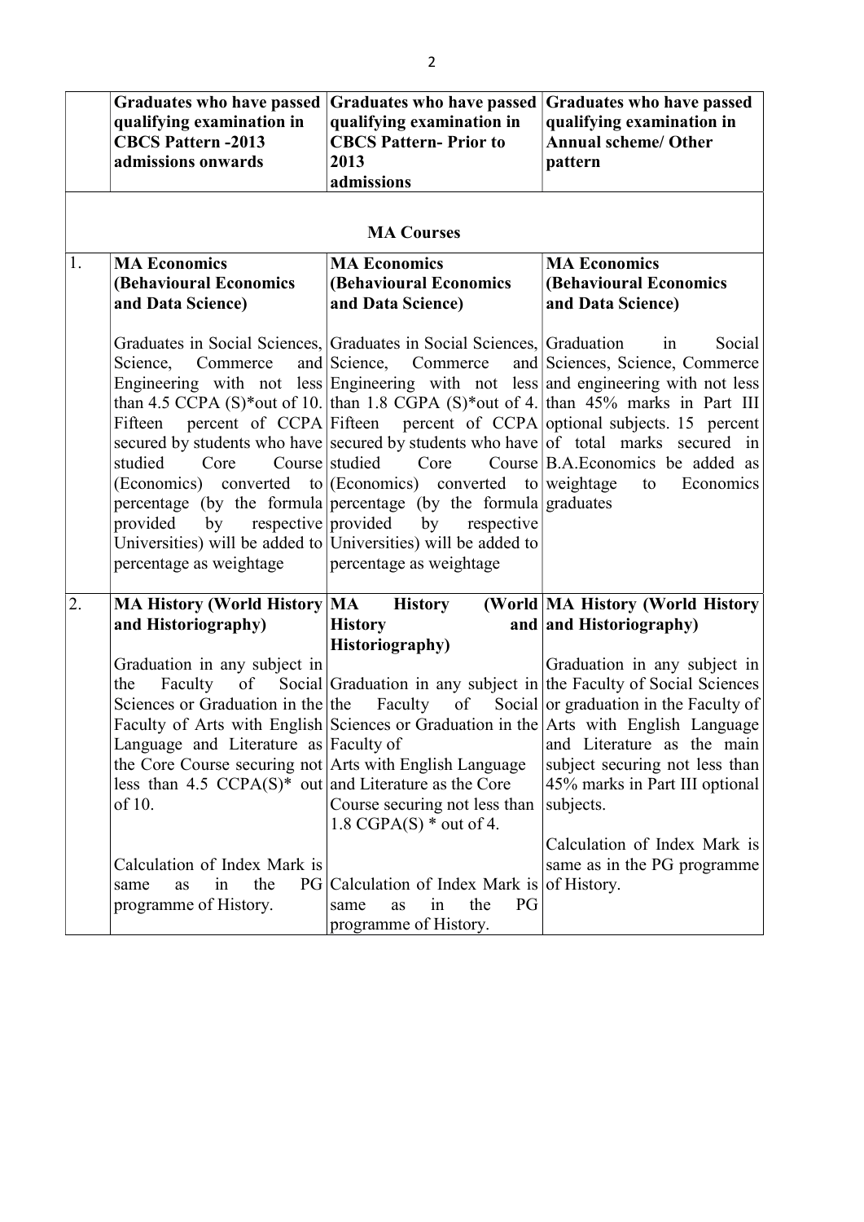| | Graduates who have passed qualifying examination in CBCS Pattern -2013 admissions onwards | Graduates who have passed qualifying examination in CBCS Pattern- Prior to 2013 admissions | Graduates who have passed qualifying examination in Annual scheme/ Other pattern |
|---|---|---|---|
| | | **MA Courses** | |
| 1. | **MA Economics (Behavioural Economics and Data Science)**<br><br>Graduates in Social Sciences, Science, Commerce and Engineering with not less than 4.5 CCPA (S)*out of 10. Fifteen percent of CCPA secured by students who have studied Core Course (Economics) converted to percentage (by the formula provided by respective Universities) will be added to percentage as weightage | **MA Economics (Behavioural Economics and Data Science)**<br><br>Graduates in Social Sciences, Science, Commerce and Engineering with not less than 1.8 CGPA (S)*out of 4. Fifteen percent of CCPA secured by students who have studied Core Course (Economics) converted to percentage (by the formula provided by respective Universities) will be added to percentage as weightage | **MA Economics (Behavioural Economics and Data Science)**<br><br>Graduation in Social Sciences, Science, Commerce and engineering with not less than 45% marks in Part III optional subjects. 15 percent of total marks secured in B.A.Economics be added as weightage to Economics graduates |
| 2. | **MA History (World History and Historiography)**<br><br>Graduation in any subject in the Faculty of Social Sciences or Graduation in the Faculty of Arts with English Language and Literature as the Core Course securing not less than 4.5 CCPA(S)* out of 10.<br><br>Calculation of Index Mark is same as in the PG programme of History. | **MA History (World History and Historiography)**<br><br>Graduation in any subject in the Faculty of Social Sciences or Graduation in the Faculty of Arts with English Language and Literature as the Core Course securing not less than 1.8 CGPA(S) * out of 4.<br><br>Calculation of Index Mark is same as in the PG programme of History. | **MA History (World History and Historiography)**<br><br>Graduation in any subject in the Faculty of Social Sciences or graduation in the Faculty of Arts with English Language and Literature as the main subject securing not less than 45% marks in Part III optional subjects.<br><br>Calculation of Index Mark is same as in the PG programme of History. |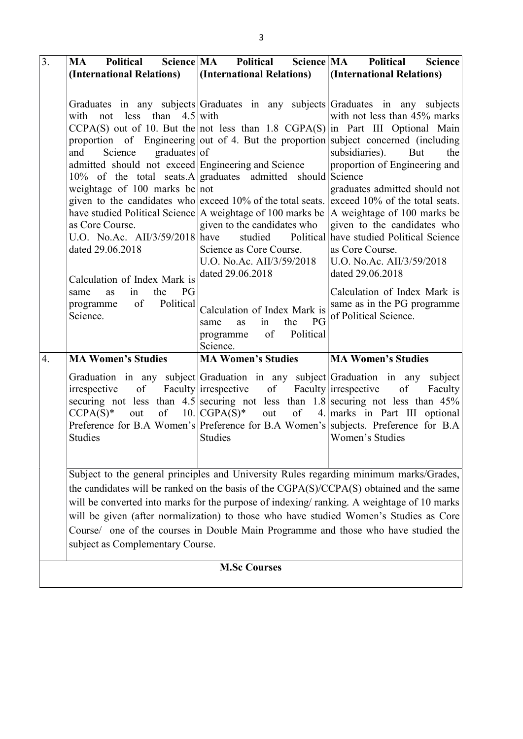| 3. | **MA Political Science (International Relations)**<br><br>Graduates in any subjects with not less than 4.5 CCPA(S) out of 10. But the proportion of Engineering and Science graduates admitted should not exceed 10% of the total seats.A weightage of 100 marks be given to the candidates who have studied Political Science as Core Course.<br>U.O. No.Ac. AII/3/59/2018 dated 29.06.2018<br><br>Calculation of Index Mark is same as in the PG programme of Political Science. | **MA Political Science (International Relations)**<br><br>Graduates in any subjects with not less than 1.8 CGPA(S) out of 4. But the proportion of Engineering and Science graduates admitted should not exceed 10% of the total seats. A weightage of 100 marks be given to the candidates who have studied Political Science as Core Course.<br>U.O. No.Ac. AII/3/59/2018 dated 29.06.2018<br><br>Calculation of Index Mark is same as in the PG programme of Political Science. | **MA Political Science (International Relations)**<br><br>Graduates in any subjects with not less than 45% marks in Part III Optional Main subject concerned (including subsidiaries). But the proportion of Engineering and Science graduates admitted should not exceed 10% of the total seats. A weightage of 100 marks be given to the candidates who have studied Political Science as Core Course.<br>U.O. No.Ac. AII/3/59/2018 dated 29.06.2018<br><br>Calculation of Index Mark is same as in the PG programme of Political Science. |
|---|---|---|---|
| 4. | **MA Women's Studies**<br><br>Graduation in any subject irrespective of Faculty securing not less than 4.5 CCPA(S)* out of 10. Preference for B.A Women's Studies | **MA Women's Studies**<br><br>Graduation in any subject irrespective of Faculty securing not less than 1.8 CGPA(S)* out of 4. Preference for B.A Women's Studies | **MA Women's Studies**<br><br>Graduation in any subject irrespective of Faculty securing not less than 45% marks in Part III optional subjects. Preference for B.A Women's Studies |
| | Subject to the general principles and University Rules regarding minimum marks/Grades, the candidates will be ranked on the basis of the CGPA(S)/CCPA(S) obtained and the same will be converted into marks for the purpose of indexing/ ranking. A weightage of 10 marks will be given (after normalization) to those who have studied Women's Studies as Core Course/ one of the courses in Double Main Programme and those who have studied the subject as Complementary Course. | | |
| | **M.Sc Courses** | | |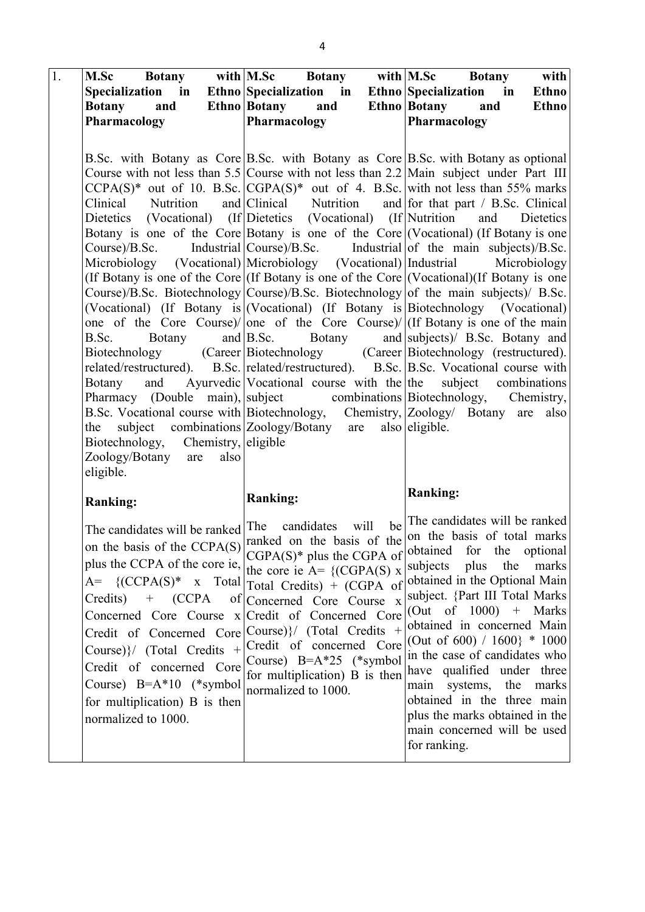| 1. | **M.Sc Botany with Specialization in Ethno Botany and Ethno Pharmacology**<br><br>B.Sc. with Botany as Core Course with not less than 5.5 CCPA(S)* out of 10. B.Sc. Clinical Nutrition and Dietetics (Vocational) (If Botany is one of the Core Course)/B.Sc. Industrial Microbiology (Vocational) (If Botany is one of the Core Course)/B.Sc. Biotechnology (Vocational) (If Botany is one of the Core Course)/ B.Sc. Botany and Biotechnology (Career related/restructured). B.Sc. Botany and Ayurvedic Pharmacy (Double main), B.Sc. Vocational course with the subject combinations Biotechnology, Chemistry, Zoology/Botany are also eligible.<br><br>**Ranking:**<br><br>The candidates will be ranked on the basis of the CCPA(S) plus the CCPA of the core ie, A= {(CCPA(S)* x Total Credits) + (CCPA of Concerned Core Course x Credit of Concerned Core Course)}/ (Total Credits + Credit of concerned Core Course) B=A*10 (*symbol for multiplication) B is then normalized to 1000. | **M.Sc Botany with Specialization in Ethno Botany and Ethno Pharmacology**<br><br>B.Sc. with Botany as Core Course with not less than 2.2 CGPA(S)* out of 4. B.Sc. Clinical Nutrition and Dietetics (Vocational) (If Botany is one of the Core Course)/B.Sc. Industrial Microbiology (Vocational) (If Botany is one of the Core Course)/B.Sc. Biotechnology (Vocational) (If Botany is one of the Core Course)/ B.Sc. Botany and Biotechnology (Career related/restructured). B.Sc. Vocational course with the subject combinations Biotechnology, Chemistry, Zoology/Botany are also eligible<br><br>**Ranking:**<br><br>The candidates will be ranked on the basis of the CGPA(S)* plus the CGPA of the core ie A= {(CGPA(S) x Total Credits) + (CGPA of Concerned Core Course x Credit of Concerned Core Course)}/ (Total Credits + Credit of concerned Core Course) B=A*25 (*symbol for multiplication) B is then normalized to 1000. | **M.Sc Botany with Specialization in Ethno Botany and Ethno Pharmacology**<br><br>B.Sc. with Botany as optional Main subject under Part III with not less than 55% marks for that part / B.Sc. Clinical Nutrition and Dietetics (Vocational) (If Botany is one of the main subjects)/B.Sc. Industrial Microbiology (Vocational)(If Botany is one of the main subjects)/ B.Sc. Biotechnology (Vocational) (If Botany is one of the main subjects)/ B.Sc. Botany and Biotechnology (restructured). B.Sc. Vocational course with the subject combinations Biotechnology, Chemistry, Zoology/ Botany are also eligible.<br><br>**Ranking:**<br><br>The candidates will be ranked on the basis of total marks obtained for the optional subjects plus the marks obtained in the Optional Main subject. {Part III Total Marks (Out of 1000) + Marks obtained in concerned Main (Out of 600) / 1600} * 1000 in the case of candidates who have qualified under three main systems, the marks obtained in the three main plus the marks obtained in the main concerned will be used for ranking. |
|---|---|---|---|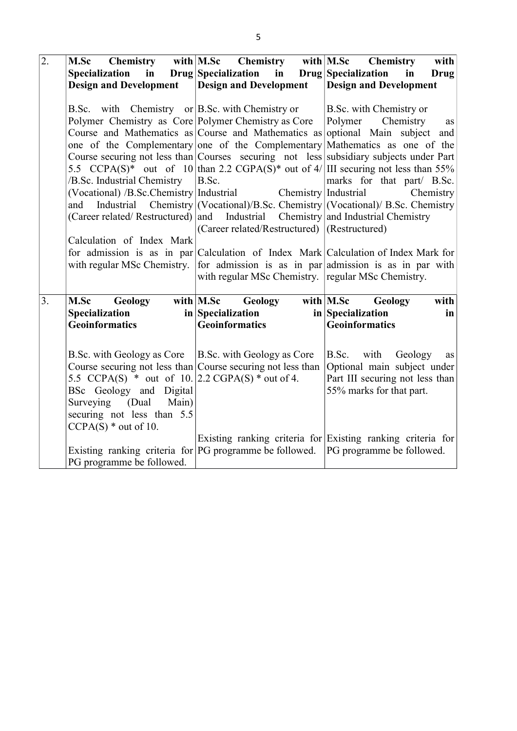| 2. | **M.Sc Chemistry with Specialization in Drug Design and Development**<br><br>B.Sc. with Chemistry or Polymer Chemistry as Core Course and Mathematics as one of the Complementary Course securing not less than 5.5 CCPA(S)* out of 10 /B.Sc. Industrial Chemistry (Vocational) /B.Sc.Chemistry and Industrial Chemistry (Career related/ Restructured)<br><br>Calculation of Index Mark for admission is as in par with regular MSc Chemistry. | **M.Sc Chemistry with Specialization in Drug Design and Development**<br><br>B.Sc. with Chemistry or Polymer Chemistry as Core Course and Mathematics as one of the Complementary Courses securing not less than 2.2 CGPA(S)* out of 4/ B.Sc. Industrial Chemistry (Vocational)/B.Sc. Chemistry and Industrial Chemistry (Career related/Restructured)<br><br>Calculation of Index Mark for admission is as in par with regular MSc Chemistry. | **M.Sc Chemistry with Specialization in Drug Design and Development**<br><br>B.Sc. with Chemistry or Polymer Chemistry as optional Main subject and Mathematics as one of the subsidiary subjects under Part III securing not less than 55% marks for that part/ B.Sc. Industrial Chemistry (Vocational)/ B.Sc. Chemistry and Industrial Chemistry (Restructured)<br><br>Calculation of Index Mark for admission is as in par with regular MSc Chemistry. |
|---|---|---|---|
| 3. | **M.Sc Geology with Specialization in Geoinformatics**<br><br>B.Sc. with Geology as Core Course securing not less than 5.5 CCPA(S) * out of 10. BSc Geology and Digital Surveying (Dual Main) securing not less than 5.5 CCPA(S) * out of 10.<br><br>Existing ranking criteria for PG programme be followed. | **M.Sc Geology with Specialization in Geoinformatics**<br><br>B.Sc. with Geology as Core Course securing not less than 2.2 CGPA(S) * out of 4.<br><br>Existing ranking criteria for PG programme be followed. | **M.Sc Geology with Specialization in Geoinformatics**<br><br>B.Sc. with Geology as Optional main subject under Part III securing not less than 55% marks for that part.<br><br>Existing ranking criteria for PG programme be followed. |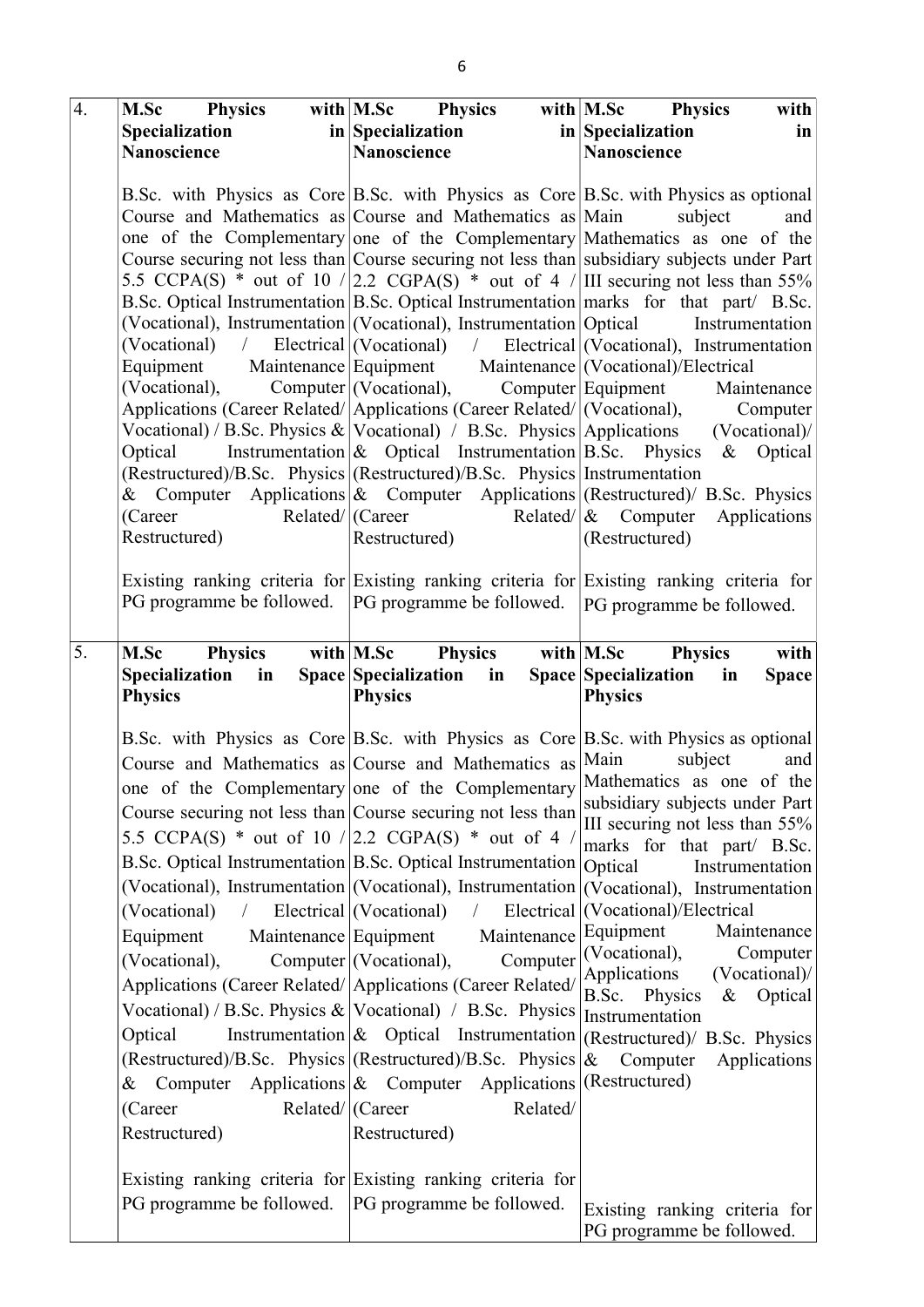| 4. | **M.Sc Physics with Specialization in Nanoscience**<br><br>B.Sc. with Physics as Core Course and Mathematics as one of the Complementary Course securing not less than 5.5 CCPA(S) * out of 10 / B.Sc. Optical Instrumentation (Vocational), Instrumentation (Vocational) / Electrical Equipment Maintenance (Vocational), Computer Applications (Career Related/ Vocational) / B.Sc. Physics & Optical Instrumentation (Restructured)/B.Sc. Physics & Computer Applications (Career Related/ Restructured)<br><br>Existing ranking criteria for PG programme be followed. | **M.Sc Physics with Specialization in Nanoscience**<br><br>B.Sc. with Physics as Core Course and Mathematics as one of the Complementary Course securing not less than 2.2 CGPA(S) * out of 4 / B.Sc. Optical Instrumentation (Vocational), Instrumentation (Vocational) / Electrical Equipment Maintenance (Vocational), Computer Applications (Career Related/ Vocational) / B.Sc. Physics & Optical Instrumentation (Restructured)/B.Sc. Physics & Computer Applications (Career Related/ Restructured)<br><br>Existing ranking criteria for PG programme be followed. | **M.Sc Physics with Specialization in Nanoscience**<br><br>B.Sc. with Physics as optional Main subject and Mathematics as one of the subsidiary subjects under Part III securing not less than 55% marks for that part/ B.Sc. Optical Instrumentation (Vocational), Instrumentation (Vocational)/Electrical Equipment Maintenance (Vocational), Computer Applications (Vocational)/ B.Sc. Physics & Optical Instrumentation (Restructured)/ B.Sc. Physics & Computer Applications (Restructured)<br><br>Existing ranking criteria for PG programme be followed. |
|---|---|---|---|
| 5. | **M.Sc Physics with Specialization in Space Physics**<br><br>B.Sc. with Physics as Core Course and Mathematics as one of the Complementary Course securing not less than 5.5 CCPA(S) * out of 10 / B.Sc. Optical Instrumentation (Vocational), Instrumentation (Vocational) / Electrical Equipment Maintenance (Vocational), Computer Applications (Career Related/ Vocational) / B.Sc. Physics & Optical Instrumentation (Restructured)/B.Sc. Physics & Computer Applications (Career Related/ Restructured)<br><br>Existing ranking criteria for PG programme be followed. | **M.Sc Physics with Specialization in Space Physics**<br><br>B.Sc. with Physics as Core Course and Mathematics as one of the Complementary Course securing not less than 2.2 CGPA(S) * out of 4 / B.Sc. Optical Instrumentation (Vocational), Instrumentation (Vocational) / Electrical Equipment Maintenance (Vocational), Computer Applications (Career Related/ Vocational) / B.Sc. Physics & Optical Instrumentation (Restructured)/B.Sc. Physics & Computer Applications (Career Related/ Restructured)<br><br>Existing ranking criteria for PG programme be followed. | **M.Sc Physics with Specialization in Space Physics**<br><br>B.Sc. with Physics as optional Main subject and Mathematics as one of the subsidiary subjects under Part III securing not less than 55% marks for that part/ B.Sc. Optical Instrumentation (Vocational), Instrumentation (Vocational)/Electrical Equipment Maintenance (Vocational), Computer Applications (Vocational)/ B.Sc. Physics & Optical Instrumentation (Restructured)/ B.Sc. Physics & Computer Applications (Restructured)<br><br>Existing ranking criteria for PG programme be followed. |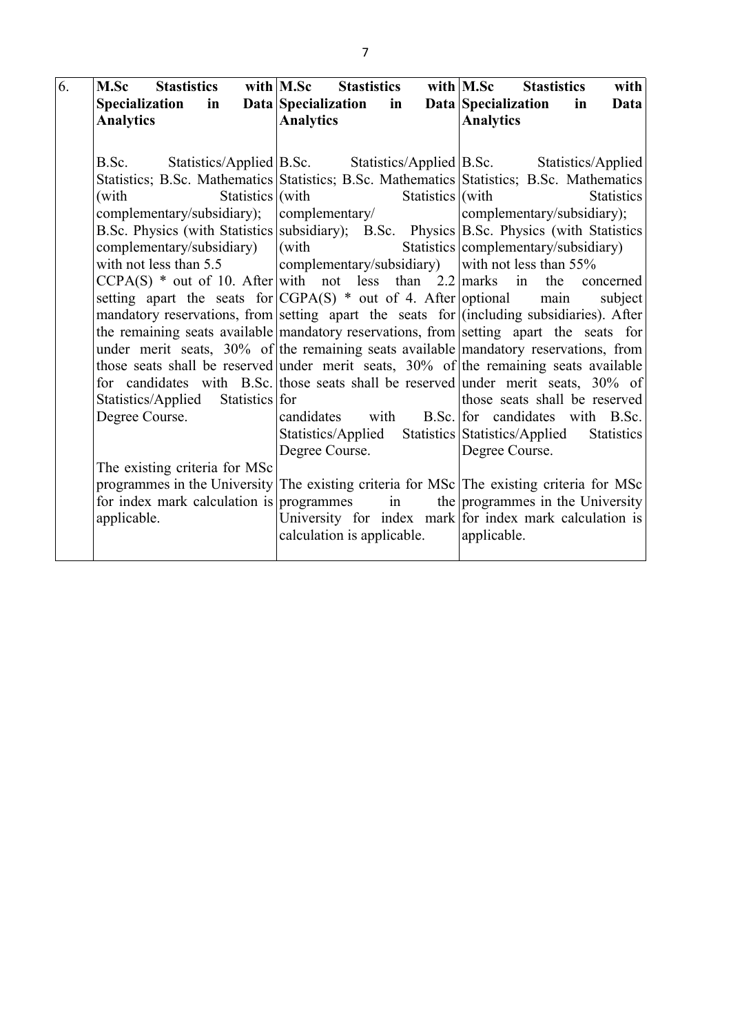| 6. | **M.Sc Stastistics with Specialization in Data Analytics**<br><br>B.Sc. Statistics/Applied Statistics; B.Sc. Mathematics (with Statistics complementary/subsidiary); B.Sc. Physics (with Statistics complementary/subsidiary) with not less than 5.5 CCPA(S) * out of 10. After setting apart the seats for mandatory reservations, from the remaining seats available under merit seats, 30% of those seats shall be reserved for candidates with B.Sc. Statistics/Applied Statistics Degree Course.<br><br>The existing criteria for MSc programmes in the University for index mark calculation is applicable. | **M.Sc Stastistics with Specialization in Data Analytics**<br><br>B.Sc. Statistics/Applied Statistics; B.Sc. Mathematics (with Statistics complementary/ subsidiary); B.Sc. Physics (with Statistics complementary/subsidiary) with not less than 2.2 CGPA(S) * out of 4. After setting apart the seats for mandatory reservations, from the remaining seats available under merit seats, 30% of those seats shall be reserved for candidates with B.Sc. Statistics/Applied Statistics Degree Course.<br><br>The existing criteria for MSc programmes in the University for index mark calculation is applicable. | **M.Sc Stastistics with Specialization in Data Analytics**<br><br>B.Sc. Statistics/Applied Statistics; B.Sc. Mathematics (with Statistics complementary/subsidiary); B.Sc. Physics (with Statistics complementary/subsidiary) with not less than 55% marks in the concerned optional main subject (including subsidiaries). After setting apart the seats for mandatory reservations, from the remaining seats available under merit seats, 30% of those seats shall be reserved for candidates with B.Sc. Statistics/Applied Statistics Degree Course.<br><br>The existing criteria for MSc programmes in the University for index mark calculation is applicable. |
|---|---|---|---|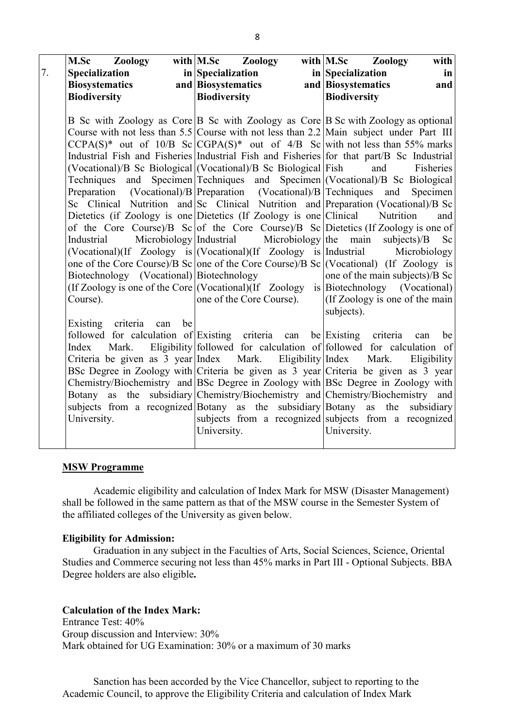| 7. | **M.Sc Zoology with Specialization in Biosystematics and Biodiversity** | **M.Sc Zoology with Specialization in Biosystematics and Biodiversity** | **M.Sc Zoology with Specialization in Biosystematics and Biodiversity** |
|---|---|---|---|
| | B Sc with Zoology as Core Course with not less than 5.5 CCPA(S)* out of 10/B Sc Industrial Fish and Fisheries (Vocational)/B Sc Biological Techniques and Specimen Preparation (Vocational)/B Sc Clinical Nutrition and Dietetics (if Zoology is one of the Core Course)/B Sc Industrial Microbiology (Vocational)(If Zoology is one of the Core Course)/B Sc Biotechnology (Vocational) (If Zoology is one of the Core Course).<br><br>Existing criteria can be followed for calculation of Index Mark. Eligibility Criteria be given as 3 year BSc Degree in Zoology with Chemistry/Biochemistry and Botany as the subsidiary subjects from a recognized University. | B Sc with Zoology as Core Course with not less than 2.2 CGPA(S)* out of 4/B Sc Industrial Fish and Fisheries (Vocational)/B Sc Biological Techniques and Specimen Preparation (Vocational)/B Sc Clinical Nutrition and Dietetics (If Zoology is one of the Core Course)/B Sc Industrial Microbiology (Vocational)(If Zoology is one of the Core Course)/B Sc Biotechnology (Vocational)(If Zoology is one of the Core Course).<br><br>Existing criteria can be followed for calculation of Index Mark. Eligibility Criteria be given as 3 year BSc Degree in Zoology with Chemistry/Biochemistry and Botany as the subsidiary subjects from a recognized University. | B Sc with Zoology as optional Main subject under Part III with not less than 55% marks for that part/B Sc Industrial Fish and Fisheries (Vocational)/B Sc Biological Techniques and Specimen Preparation (Vocational)/B Sc Clinical Nutrition and Dietetics (If Zoology is one of the main subjects)/B Sc Industrial Microbiology (Vocational) (If Zoology is one of the main subjects)/B Sc Biotechnology (Vocational) (If Zoology is one of the main subjects).<br><br>Existing criteria can be followed for calculation of Index Mark. Eligibility Criteria be given as 3 year BSc Degree in Zoology with Chemistry/Biochemistry and Botany as the subsidiary subjects from a recognized University. |

## MSW Programme

Academic eligibility and calculation of Index Mark for MSW (Disaster Management) shall be followed in the same pattern as that of the MSW course in the Semester System of the affiliated colleges of the University as given below.

**Eligibility for Admission:**

Graduation in any subject in the Faculties of Arts, Social Sciences, Science, Oriental Studies and Commerce securing not less than 45% marks in Part III - Optional Subjects. BBA Degree holders are also eligible**.**

**Calculation of the Index Mark:**

Entrance Test: 40%
Group discussion and Interview: 30%
Mark obtained for UG Examination: 30% or a maximum of 30 marks

Sanction has been accorded by the Vice Chancellor, subject to reporting to the Academic Council, to approve the Eligibility Criteria and calculation of Index Mark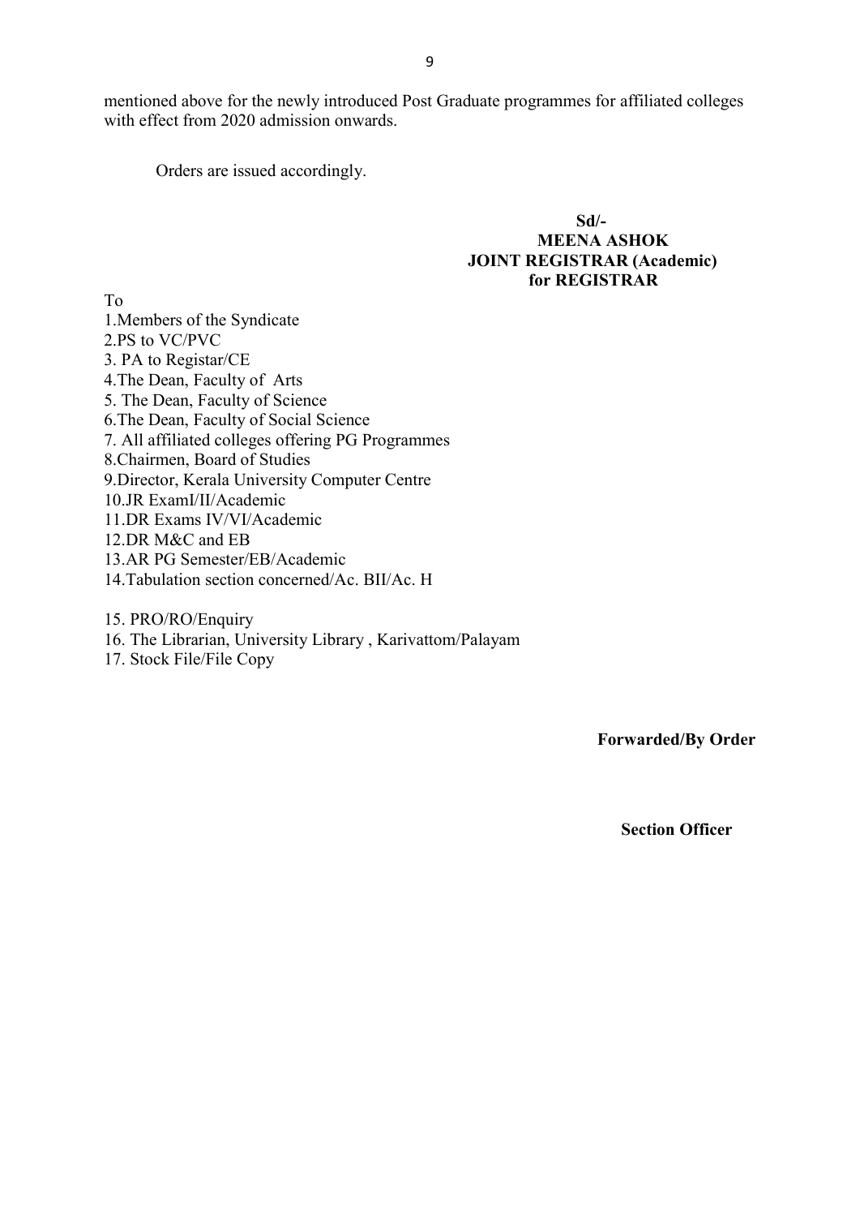mentioned above for the newly introduced Post Graduate programmes for affiliated colleges with effect from 2020 admission onwards.

Orders are issued accordingly.

**Sd/-**
**MEENA ASHOK**
**JOINT REGISTRAR (Academic)**
**for REGISTRAR**

To

1.Members of the Syndicate
2.PS to VC/PVC
3. PA to Registar/CE
4.The Dean, Faculty of Arts
5. The Dean, Faculty of Science
6.The Dean, Faculty of Social Science
7. All affiliated colleges offering PG Programmes
8.Chairmen, Board of Studies
9.Director, Kerala University Computer Centre
10.JR ExamI/II/Academic
11.DR Exams IV/VI/Academic
12.DR M&C and EB
13.AR PG Semester/EB/Academic
14.Tabulation section concerned/Ac. BII/Ac. H

15. PRO/RO/Enquiry
16. The Librarian, University Library , Karivattom/Palayam
17. Stock File/File Copy

**Forwarded/By Order**

**Section Officer**